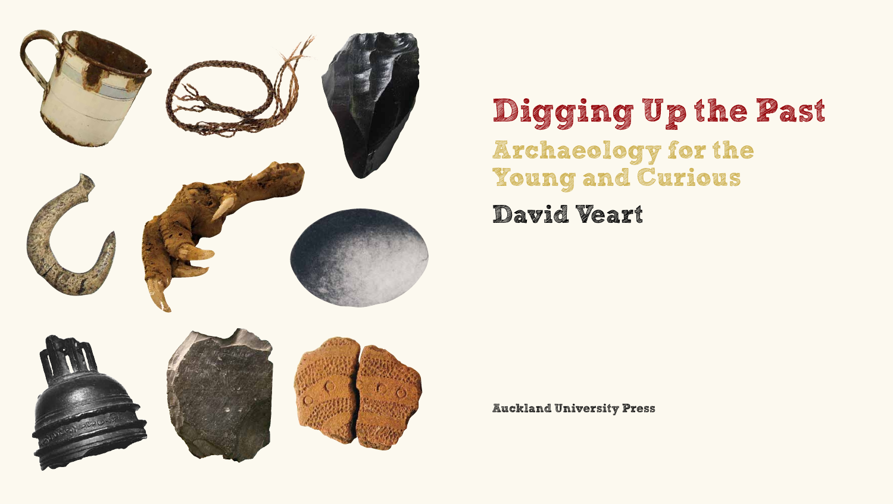# Digging Up the Past

## Archaeology for the Young and Curious

**David Veart**

**Auckland University Press**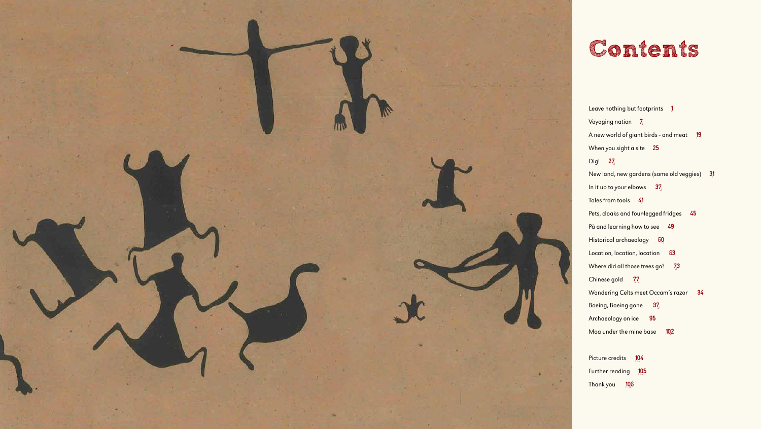# Contents

Leave nothing but footprints 1

Voyaging nation 7

A new world of giant birds - and meat 19

When you sight a site 25

Dig! 27

New land, new gardens (same old veggies) 31

In it up to your elbows 37

Tales from tools 41

Pets, cloaks and four-legged fridges 45

Pā and learning how to see 49

Historical archaeology 60

Location, location, location 63

Where did all those trees go? 73

Chinese gold 77

Wandering Celts meet Occam's razor 34

Boeing, Boeing gone 37

Archaeology on ice 95

Moa under the mine base 102

Picture credits 104

Further reading 105

Thank you 106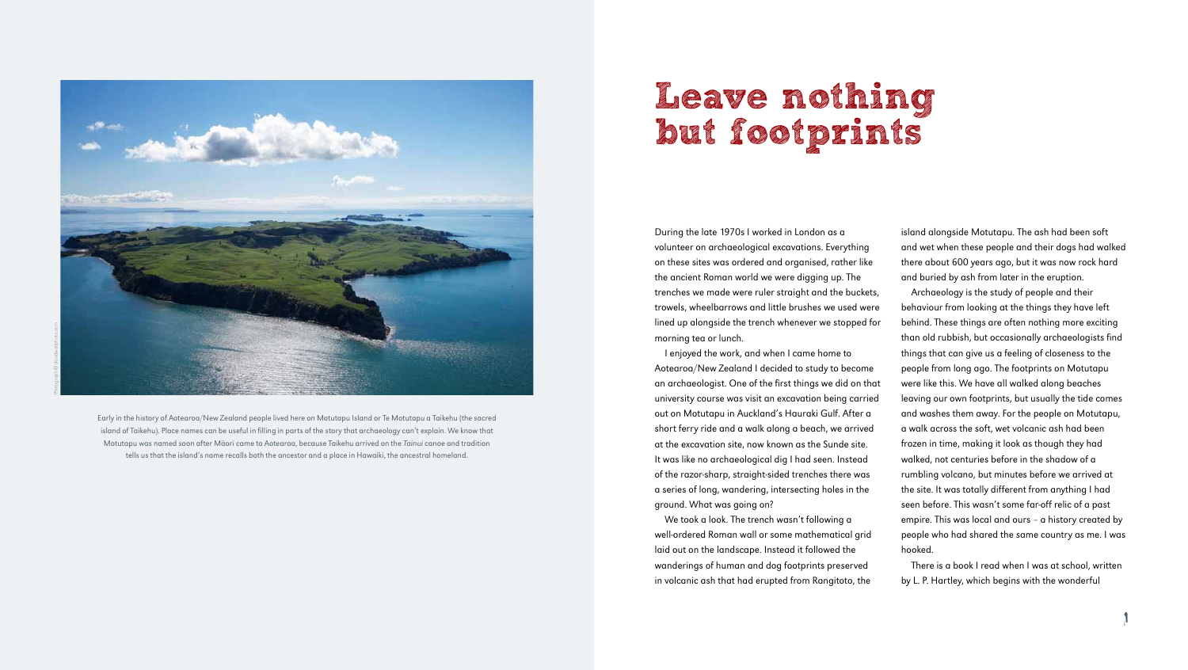Early in the history of Aotearoa/New Zealand people lived here on Motutapu Island or Te Motutapu a Taikehu (the sacred island of Taikehu). Place names can be useful in filling in parts of the story that archaeology can't explain. We know that Motutapu was named soon after Māori came to Aotearoa, because Taikehu arrived on the *Tainui* canoe and tradition tells us that the island's name recalls both the ancestor and a place in Hawaiki, the ancestral homeland.

# Leave nothing but footprints

During the late 1970s I worked in London as a volunteer on archaeological excavations. Everything on these sites was ordered and organised, rather like the ancient Roman world we were digging up. The trenches we made were ruler straight and the buckets, trowels, wheelbarrows and little brushes we used were lined up alongside the trench whenever we stopped for morning tea or lunch.

I enjoyed the work, and when I came home to Aotearoa/New Zealand I decided to study to become an archaeologist. One of the first things we did on that university course was visit an excavation being carried out on Motutapu in Auckland's Hauraki Gulf. After a short ferry ride and a walk along a beach, we arrived at the excavation site, now known as the Sunde site. It was like no archaeological dig I had seen. Instead of the razor-sharp, straight-sided trenches there was a series of long, wandering, intersecting holes in the ground. What was going on?

We took a look. The trench wasn't following a well-ordered Roman wall or some mathematical grid laid out on the landscape. Instead it followed the wanderings of human and dog footprints preserved in volcanic ash that had erupted from Rangitoto, the island alongside Motutapu. The ash had been soft and wet when these people and their dogs had walked there about 600 years ago, but it was now rock hard and buried by ash from later in the eruption.

Archaeology is the study of people and their behaviour from looking at the things they have left behind. These things are often nothing more exciting than old rubbish, but occasionally archaeologists find things that can give us a feeling of closeness to the people from long ago. The footprints on Motutapu were like this. We have all walked along beaches leaving our own footprints, but usually the tide comes and washes them away. For the people on Motutapu, a walk across the soft, wet volcanic ash had been frozen in time, making it look as though they had walked, not centuries before in the shadow of a rumbling volcano, but minutes before we arrived at the site. It was totally different from anything I had seen before. This wasn't some far-off relic of a past empire. This was local and ours – a history created by people who had shared the same country as me. I was hooked.

There is a book I read when I was at school, written by L. P. Hartley, which begins with the wonderful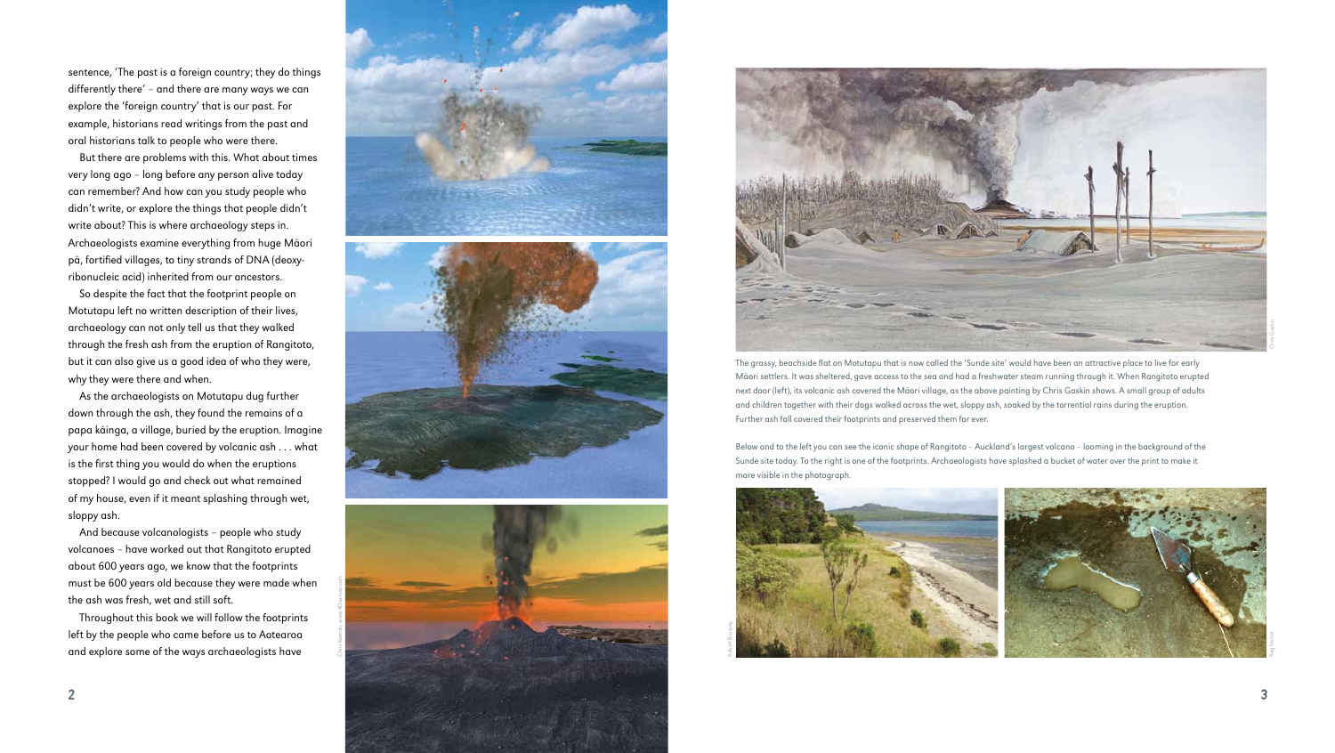sentence, 'The past is a foreign country; they do things differently there' – and there are many ways we can explore the 'foreign country' that is our past. For example, historians read writings from the past and oral historians talk to people who were there.

But there are problems with this. What about times very long ago – long before any person alive today can remember? And how can you study people who didn't write, or explore the things that people didn't write about? This is where archaeology steps in. Archaeologists examine everything from huge Māori pā, fortified villages, to tiny strands of DNA (deoxyribonucleic acid) inherited from our ancestors.

So despite the fact that the footprint people on Motutapu left no written description of their lives, archaeology can not only tell us that they walked through the fresh ash from the eruption of Rangitoto, but it can also give us a good idea of who they were, why they were there and when.

As the archaeologists on Motutapu dug further down through the ash, they found the remains of a papa kāinga, a village, buried by the eruption. Imagine your home had been covered by volcanic ash . . . what is the first thing you would do when the eruptions stopped? I would go and check out what remained of my house, even if it meant splashing through wet, sloppy ash.

And because volcanologists – people who study volcanoes – have worked out that Rangitoto erupted about 600 years ago, we know that the footprints must be 600 years old because they were made when the ash was fresh, wet and still soft.

Throughout this book we will follow the footprints left by the people who came before us to Aotearoa and explore some of the ways archaeologists have

The grassy, beachside flat on Motutapu that is now called the 'Sunde site' would have been an attractive place to live for early Māori settlers. It was sheltered, gave access to the sea and had a freshwater steam running through it. When Rangitoto erupted next door (left), its volcanic ash covered the Māori village, as the above painting by Chris Gaskin shows. A small group of adults and children together with their dogs walked across the wet, sloppy ash, soaked by the torrential rains during the eruption. Further ash fall covered their footprints and preserved them for ever.

Below and to the left you can see the iconic shape of Rangitoto – Auckland's largest volcano – looming in the background of the Sunde site today. To the right is one of the footprints. Archaeologists have splashed a bucket of water over the print to make it more visible in the photograph.